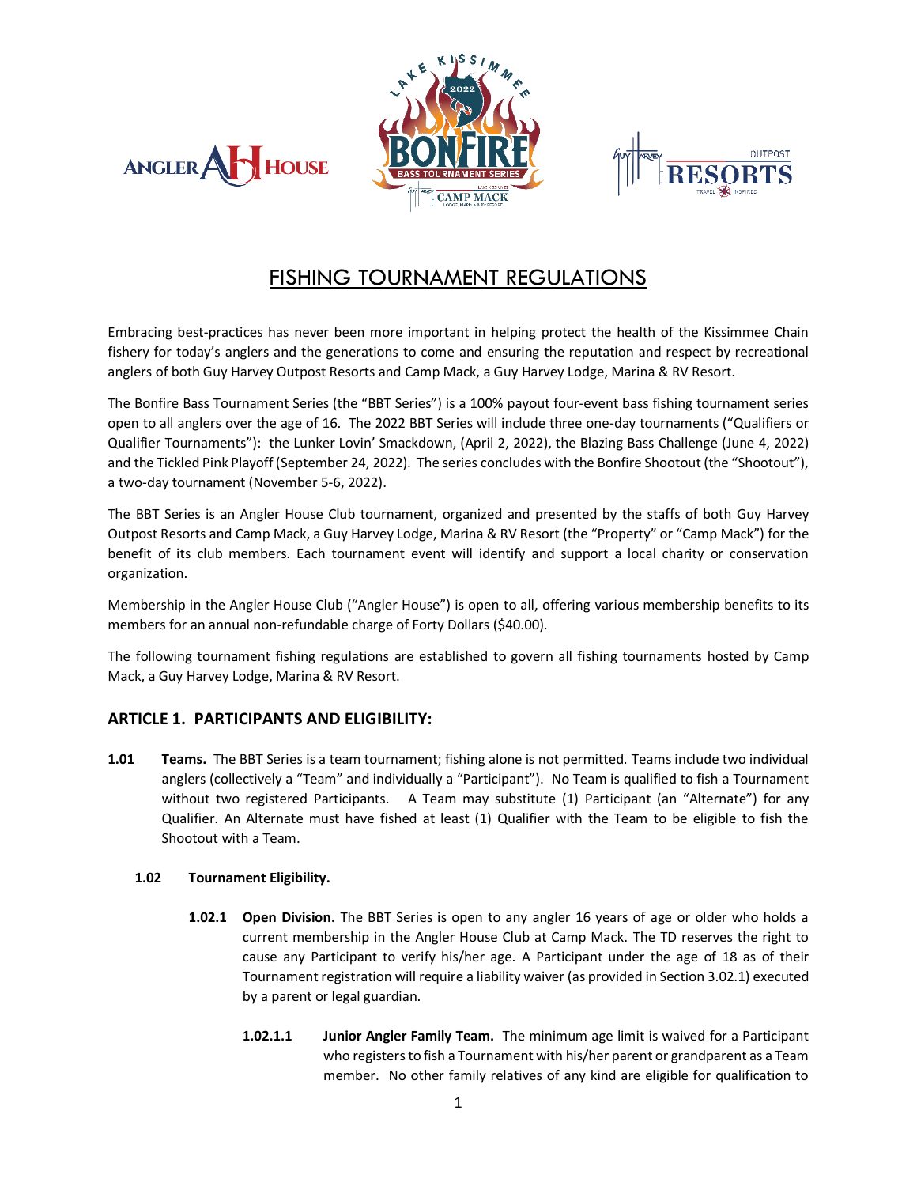# FISHING TOURNAMENT REGULATIONS

Embracing best-practices has never been more important in helping protect the health of the Kissimmee Chain fishery for today's anglers and the generations to come and ensuring the reputation and respect by recreational anglers of both Guy Harvey Outpost Resorts and Camp Mack, a Guy Harvey Lodge, Marina & RV Resort.

The Bonfire Bass Tournament Series (the "BBT Series") is a 100% payout four-event bass fishing tournament series open to all anglers over the age of 16. The 2022 BBT Series will include three one-day tournaments ("Qualifiers or Qualifier Tournaments"): the Lunker Lovin' Smackdown, (April 2, 2022), the Blazing Bass Challenge (June 4, 2022) and the Tickled Pink Playoff (September 24, 2022). The series concludes with the Bonfire Shootout (the "Shootout"), a two-day tournament (November 5-6, 2022).

The BBT Series is an Angler House Club tournament, organized and presented by the staffs of both Guy Harvey Outpost Resorts and Camp Mack, a Guy Harvey Lodge, Marina & RV Resort (the "Property" or "Camp Mack") for the benefit of its club members. Each tournament event will identify and support a local charity or conservation organization.

Membership in the Angler House Club ("Angler House") is open to all, offering various membership benefits to its members for an annual non-refundable charge of Forty Dollars ($40.00).

The following tournament fishing regulations are established to govern all fishing tournaments hosted by Camp Mack, a Guy Harvey Lodge, Marina & RV Resort.

## ARTICLE 1. PARTICIPANTS AND ELIGIBILITY:

**1.01 Teams.** The BBT Series is a team tournament; fishing alone is not permitted. Teams include two individual anglers (collectively a "Team" and individually a "Participant"). No Team is qualified to fish a Tournament without two registered Participants. A Team may substitute (1) Participant (an "Alternate") for any Qualifier. An Alternate must have fished at least (1) Qualifier with the Team to be eligible to fish the Shootout with a Team.

**1.02 Tournament Eligibility.**

**1.02.1 Open Division.** The BBT Series is open to any angler 16 years of age or older who holds a current membership in the Angler House Club at Camp Mack. The TD reserves the right to cause any Participant to verify his/her age. A Participant under the age of 18 as of their Tournament registration will require a liability waiver (as provided in Section 3.02.1) executed by a parent or legal guardian.

**1.02.1.1 Junior Angler Family Team.** The minimum age limit is waived for a Participant who registers to fish a Tournament with his/her parent or grandparent as a Team member. No other family relatives of any kind are eligible for qualification to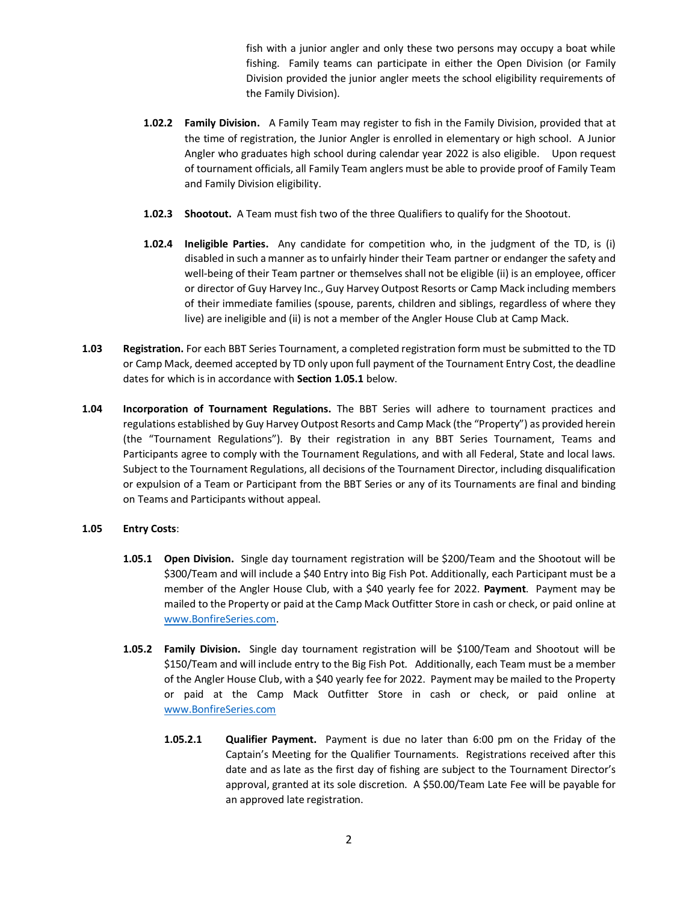fish with a junior angler and only these two persons may occupy a boat while fishing. Family teams can participate in either the Open Division (or Family Division provided the junior angler meets the school eligibility requirements of the Family Division).

**1.02.2 Family Division.** A Family Team may register to fish in the Family Division, provided that at the time of registration, the Junior Angler is enrolled in elementary or high school. A Junior Angler who graduates high school during calendar year 2022 is also eligible. Upon request of tournament officials, all Family Team anglers must be able to provide proof of Family Team and Family Division eligibility.

**1.02.3 Shootout.** A Team must fish two of the three Qualifiers to qualify for the Shootout.

**1.02.4 Ineligible Parties.** Any candidate for competition who, in the judgment of the TD, is (i) disabled in such a manner as to unfairly hinder their Team partner or endanger the safety and well-being of their Team partner or themselves shall not be eligible (ii) is an employee, officer or director of Guy Harvey Inc., Guy Harvey Outpost Resorts or Camp Mack including members of their immediate families (spouse, parents, children and siblings, regardless of where they live) are ineligible and (ii) is not a member of the Angler House Club at Camp Mack.

**1.03 Registration.** For each BBT Series Tournament, a completed registration form must be submitted to the TD or Camp Mack, deemed accepted by TD only upon full payment of the Tournament Entry Cost, the deadline dates for which is in accordance with **Section 1.05.1** below.

**1.04 Incorporation of Tournament Regulations.** The BBT Series will adhere to tournament practices and regulations established by Guy Harvey Outpost Resorts and Camp Mack (the "Property") as provided herein (the "Tournament Regulations"). By their registration in any BBT Series Tournament, Teams and Participants agree to comply with the Tournament Regulations, and with all Federal, State and local laws. Subject to the Tournament Regulations, all decisions of the Tournament Director, including disqualification or expulsion of a Team or Participant from the BBT Series or any of its Tournaments are final and binding on Teams and Participants without appeal.

**1.05 Entry Costs**:

**1.05.1 Open Division.** Single day tournament registration will be $200/Team and the Shootout will be $300/Team and will include a $40 Entry into Big Fish Pot. Additionally, each Participant must be a member of the Angler House Club, with a $40 yearly fee for 2022. **Payment**. Payment may be mailed to the Property or paid at the Camp Mack Outfitter Store in cash or check, or paid online at www.BonfireSeries.com.

**1.05.2 Family Division.** Single day tournament registration will be $100/Team and Shootout will be $150/Team and will include entry to the Big Fish Pot. Additionally, each Team must be a member of the Angler House Club, with a $40 yearly fee for 2022. Payment may be mailed to the Property or paid at the Camp Mack Outfitter Store in cash or check, or paid online at www.BonfireSeries.com

**1.05.2.1 Qualifier Payment.** Payment is due no later than 6:00 pm on the Friday of the Captain's Meeting for the Qualifier Tournaments. Registrations received after this date and as late as the first day of fishing are subject to the Tournament Director's approval, granted at its sole discretion. A $50.00/Team Late Fee will be payable for an approved late registration.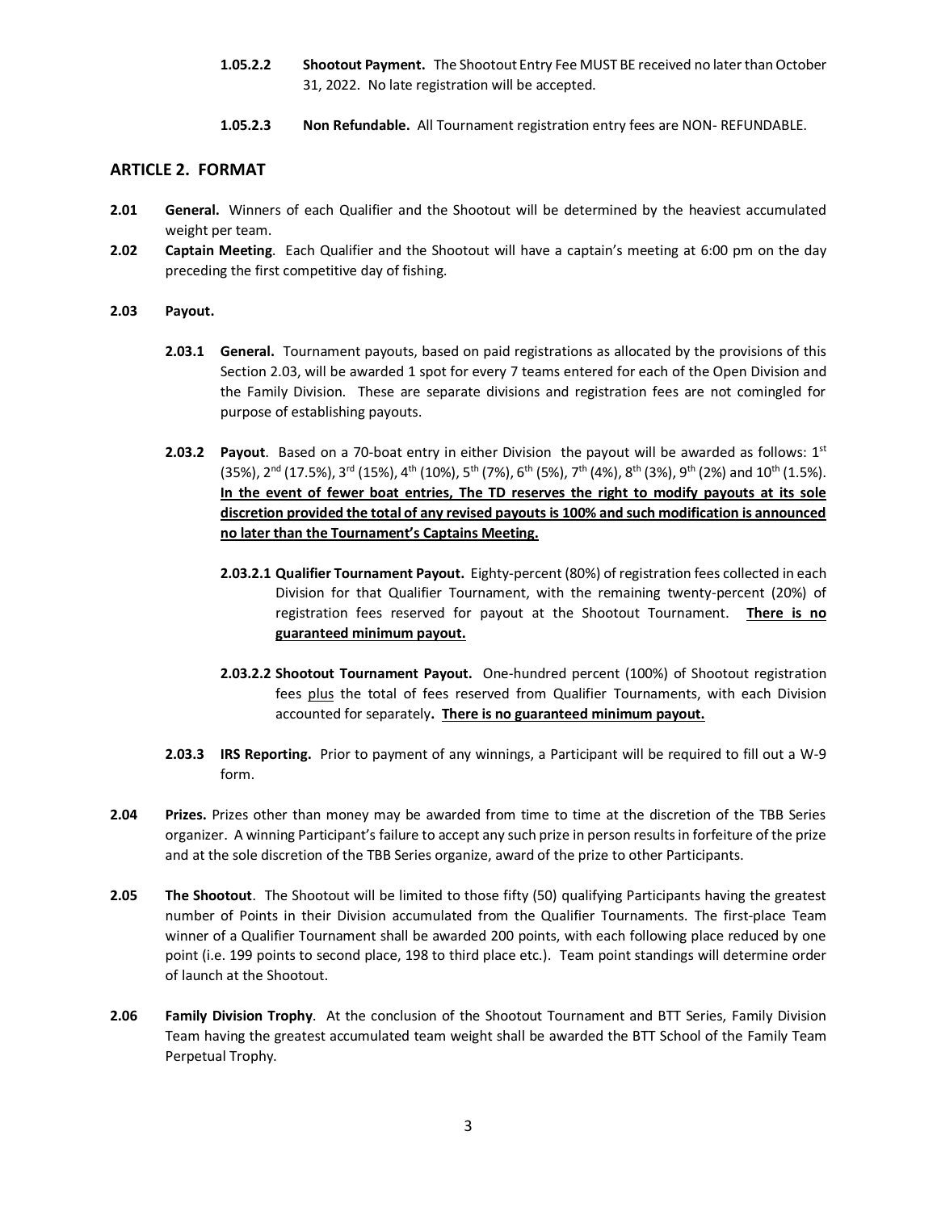**1.05.2.2 Shootout Payment.** The Shootout Entry Fee MUST BE received no later than October 31, 2022. No late registration will be accepted.

**1.05.2.3 Non Refundable.** All Tournament registration entry fees are NON- REFUNDABLE.

## ARTICLE 2. FORMAT

**2.01 General.** Winners of each Qualifier and the Shootout will be determined by the heaviest accumulated weight per team.

**2.02 Captain Meeting**. Each Qualifier and the Shootout will have a captain's meeting at 6:00 pm on the day preceding the first competitive day of fishing.

**2.03 Payout.**

**2.03.1 General.** Tournament payouts, based on paid registrations as allocated by the provisions of this Section 2.03, will be awarded 1 spot for every 7 teams entered for each of the Open Division and the Family Division. These are separate divisions and registration fees are not comingled for purpose of establishing payouts.

**2.03.2 Payout**. Based on a 70-boat entry in either Division the payout will be awarded as follows: 1st (35%), 2nd (17.5%), 3rd (15%), 4th (10%), 5th (7%), 6th (5%), 7th (4%), 8th (3%), 9th (2%) and 10th (1.5%). **<u>In the event of fewer boat entries, The TD reserves the right to modify payouts at its sole discretion provided the total of any revised payouts is 100% and such modification is announced no later than the Tournament's Captains Meeting.</u>**

**2.03.2.1 Qualifier Tournament Payout.** Eighty-percent (80%) of registration fees collected in each Division for that Qualifier Tournament, with the remaining twenty-percent (20%) of registration fees reserved for payout at the Shootout Tournament. **<u>There is no guaranteed minimum payout.</u>**

**2.03.2.2 Shootout Tournament Payout.** One-hundred percent (100%) of Shootout registration fees <u>plus</u> the total of fees reserved from Qualifier Tournaments, with each Division accounted for separately**. <u>There is no guaranteed minimum payout.</u>**

**2.03.3 IRS Reporting.** Prior to payment of any winnings, a Participant will be required to fill out a W-9 form.

**2.04 Prizes.** Prizes other than money may be awarded from time to time at the discretion of the TBB Series organizer. A winning Participant's failure to accept any such prize in person results in forfeiture of the prize and at the sole discretion of the TBB Series organize, award of the prize to other Participants.

**2.05 The Shootout**. The Shootout will be limited to those fifty (50) qualifying Participants having the greatest number of Points in their Division accumulated from the Qualifier Tournaments. The first-place Team winner of a Qualifier Tournament shall be awarded 200 points, with each following place reduced by one point (i.e. 199 points to second place, 198 to third place etc.). Team point standings will determine order of launch at the Shootout.

**2.06 Family Division Trophy**. At the conclusion of the Shootout Tournament and BTT Series, Family Division Team having the greatest accumulated team weight shall be awarded the BTT School of the Family Team Perpetual Trophy.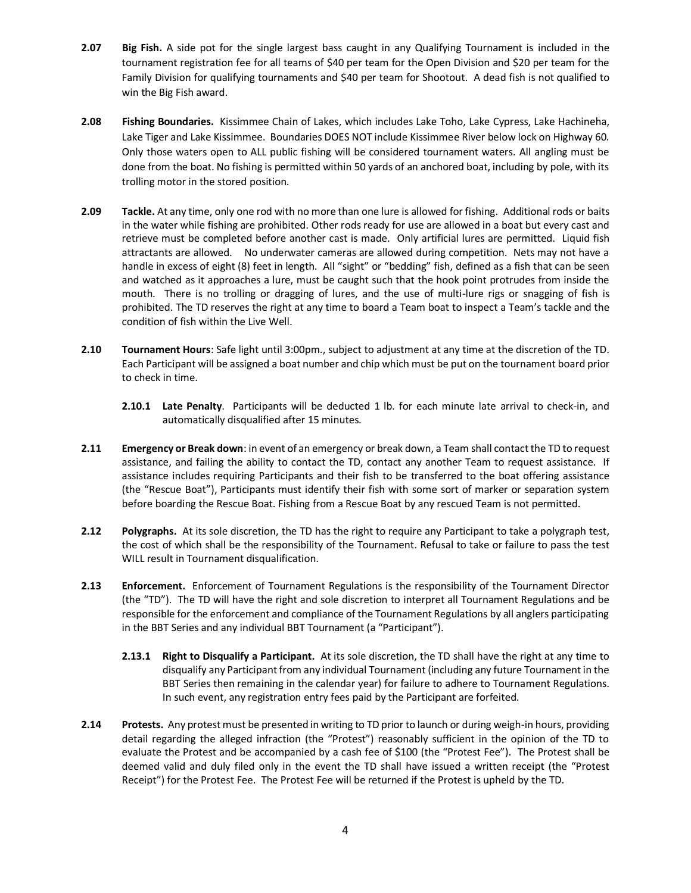**2.07 Big Fish.** A side pot for the single largest bass caught in any Qualifying Tournament is included in the tournament registration fee for all teams of $40 per team for the Open Division and $20 per team for the Family Division for qualifying tournaments and $40 per team for Shootout. A dead fish is not qualified to win the Big Fish award.

**2.08 Fishing Boundaries.** Kissimmee Chain of Lakes, which includes Lake Toho, Lake Cypress, Lake Hachineha, Lake Tiger and Lake Kissimmee. Boundaries DOES NOT include Kissimmee River below lock on Highway 60. Only those waters open to ALL public fishing will be considered tournament waters. All angling must be done from the boat. No fishing is permitted within 50 yards of an anchored boat, including by pole, with its trolling motor in the stored position.

**2.09 Tackle.** At any time, only one rod with no more than one lure is allowed for fishing. Additional rods or baits in the water while fishing are prohibited. Other rods ready for use are allowed in a boat but every cast and retrieve must be completed before another cast is made. Only artificial lures are permitted. Liquid fish attractants are allowed. No underwater cameras are allowed during competition. Nets may not have a handle in excess of eight (8) feet in length. All "sight" or "bedding" fish, defined as a fish that can be seen and watched as it approaches a lure, must be caught such that the hook point protrudes from inside the mouth. There is no trolling or dragging of lures, and the use of multi-lure rigs or snagging of fish is prohibited. The TD reserves the right at any time to board a Team boat to inspect a Team's tackle and the condition of fish within the Live Well.

**2.10 Tournament Hours**: Safe light until 3:00pm., subject to adjustment at any time at the discretion of the TD. Each Participant will be assigned a boat number and chip which must be put on the tournament board prior to check in time.

**2.10.1 Late Penalty**. Participants will be deducted 1 lb. for each minute late arrival to check-in, and automatically disqualified after 15 minutes.

**2.11 Emergency or Break down**: in event of an emergency or break down, a Team shall contact the TD to request assistance, and failing the ability to contact the TD, contact any another Team to request assistance. If assistance includes requiring Participants and their fish to be transferred to the boat offering assistance (the "Rescue Boat"), Participants must identify their fish with some sort of marker or separation system before boarding the Rescue Boat. Fishing from a Rescue Boat by any rescued Team is not permitted.

**2.12 Polygraphs.** At its sole discretion, the TD has the right to require any Participant to take a polygraph test, the cost of which shall be the responsibility of the Tournament. Refusal to take or failure to pass the test WILL result in Tournament disqualification.

**2.13 Enforcement.** Enforcement of Tournament Regulations is the responsibility of the Tournament Director (the "TD"). The TD will have the right and sole discretion to interpret all Tournament Regulations and be responsible for the enforcement and compliance of the Tournament Regulations by all anglers participating in the BBT Series and any individual BBT Tournament (a "Participant").

**2.13.1 Right to Disqualify a Participant.** At its sole discretion, the TD shall have the right at any time to disqualify any Participant from any individual Tournament (including any future Tournament in the BBT Series then remaining in the calendar year) for failure to adhere to Tournament Regulations. In such event, any registration entry fees paid by the Participant are forfeited.

**2.14 Protests.** Any protest must be presented in writing to TD prior to launch or during weigh-in hours, providing detail regarding the alleged infraction (the "Protest") reasonably sufficient in the opinion of the TD to evaluate the Protest and be accompanied by a cash fee of $100 (the "Protest Fee"). The Protest shall be deemed valid and duly filed only in the event the TD shall have issued a written receipt (the "Protest Receipt") for the Protest Fee. The Protest Fee will be returned if the Protest is upheld by the TD.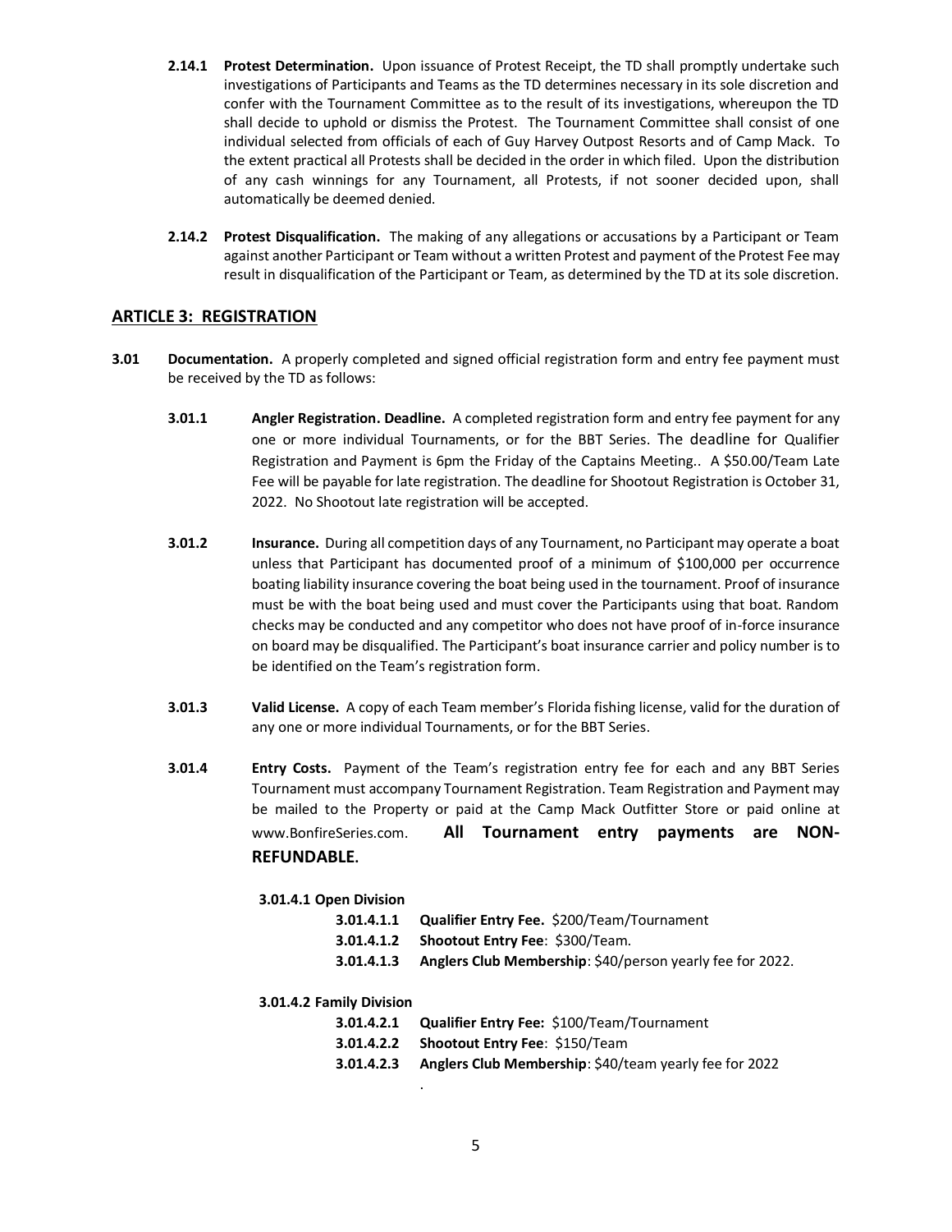**2.14.1 Protest Determination.** Upon issuance of Protest Receipt, the TD shall promptly undertake such investigations of Participants and Teams as the TD determines necessary in its sole discretion and confer with the Tournament Committee as to the result of its investigations, whereupon the TD shall decide to uphold or dismiss the Protest. The Tournament Committee shall consist of one individual selected from officials of each of Guy Harvey Outpost Resorts and of Camp Mack. To the extent practical all Protests shall be decided in the order in which filed. Upon the distribution of any cash winnings for any Tournament, all Protests, if not sooner decided upon, shall automatically be deemed denied.

**2.14.2 Protest Disqualification.** The making of any allegations or accusations by a Participant or Team against another Participant or Team without a written Protest and payment of the Protest Fee may result in disqualification of the Participant or Team, as determined by the TD at its sole discretion.

## ARTICLE 3: REGISTRATION

**3.01 Documentation.** A properly completed and signed official registration form and entry fee payment must be received by the TD as follows:

**3.01.1 Angler Registration. Deadline.** A completed registration form and entry fee payment for any one or more individual Tournaments, or for the BBT Series. The deadline for Qualifier Registration and Payment is 6pm the Friday of the Captains Meeting.. A $50.00/Team Late Fee will be payable for late registration. The deadline for Shootout Registration is October 31, 2022. No Shootout late registration will be accepted.

**3.01.2 Insurance.** During all competition days of any Tournament, no Participant may operate a boat unless that Participant has documented proof of a minimum of $100,000 per occurrence boating liability insurance covering the boat being used in the tournament. Proof of insurance must be with the boat being used and must cover the Participants using that boat. Random checks may be conducted and any competitor who does not have proof of in-force insurance on board may be disqualified. The Participant's boat insurance carrier and policy number is to be identified on the Team's registration form.

**3.01.3 Valid License.** A copy of each Team member's Florida fishing license, valid for the duration of any one or more individual Tournaments, or for the BBT Series.

**3.01.4 Entry Costs.** Payment of the Team's registration entry fee for each and any BBT Series Tournament must accompany Tournament Registration. Team Registration and Payment may be mailed to the Property or paid at the Camp Mack Outfitter Store or paid online at www.BonfireSeries.com. **All Tournament entry payments are NON-REFUNDABLE.**

**3.01.4.1 Open Division**

- **3.01.4.1.1 Qualifier Entry Fee.** $200/Team/Tournament
- **3.01.4.1.2 Shootout Entry Fee**: $300/Team.
- **3.01.4.1.3 Anglers Club Membership**: $40/person yearly fee for 2022.

**3.01.4.2 Family Division**

- **3.01.4.2.1 Qualifier Entry Fee:** $100/Team/Tournament
- **3.01.4.2.2 Shootout Entry Fee**: $150/Team
- **3.01.4.2.3 Anglers Club Membership**: $40/team yearly fee for 2022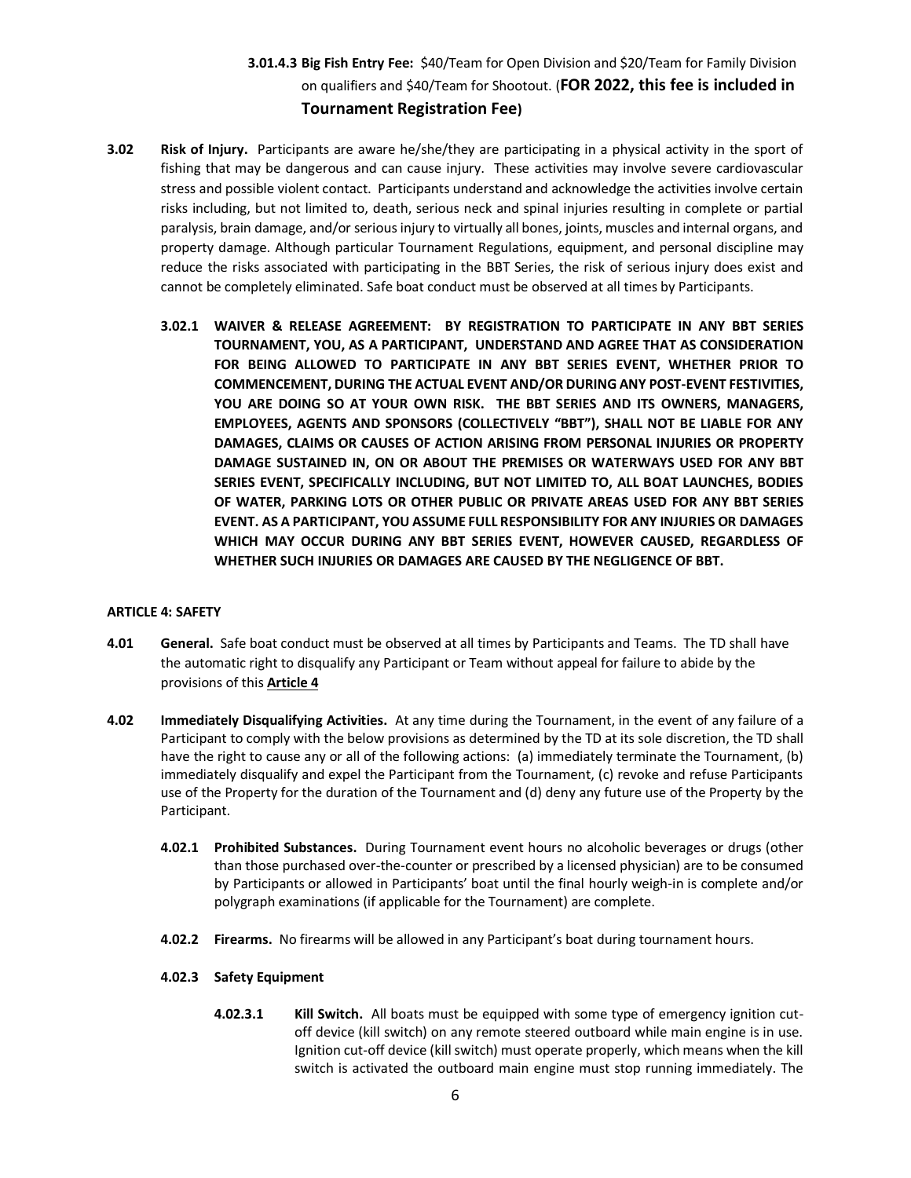**3.01.4.3 Big Fish Entry Fee:** $40/Team for Open Division and $20/Team for Family Division on qualifiers and $40/Team for Shootout. (**FOR 2022, this fee is included in Tournament Registration Fee)**

**3.02 Risk of Injury.** Participants are aware he/she/they are participating in a physical activity in the sport of fishing that may be dangerous and can cause injury. These activities may involve severe cardiovascular stress and possible violent contact. Participants understand and acknowledge the activities involve certain risks including, but not limited to, death, serious neck and spinal injuries resulting in complete or partial paralysis, brain damage, and/or serious injury to virtually all bones, joints, muscles and internal organs, and property damage. Although particular Tournament Regulations, equipment, and personal discipline may reduce the risks associated with participating in the BBT Series, the risk of serious injury does exist and cannot be completely eliminated. Safe boat conduct must be observed at all times by Participants.

**3.02.1 WAIVER & RELEASE AGREEMENT: BY REGISTRATION TO PARTICIPATE IN ANY BBT SERIES TOURNAMENT, YOU, AS A PARTICIPANT, UNDERSTAND AND AGREE THAT AS CONSIDERATION FOR BEING ALLOWED TO PARTICIPATE IN ANY BBT SERIES EVENT, WHETHER PRIOR TO COMMENCEMENT, DURING THE ACTUAL EVENT AND/OR DURING ANY POST-EVENT FESTIVITIES, YOU ARE DOING SO AT YOUR OWN RISK. THE BBT SERIES AND ITS OWNERS, MANAGERS, EMPLOYEES, AGENTS AND SPONSORS (COLLECTIVELY "BBT"), SHALL NOT BE LIABLE FOR ANY DAMAGES, CLAIMS OR CAUSES OF ACTION ARISING FROM PERSONAL INJURIES OR PROPERTY DAMAGE SUSTAINED IN, ON OR ABOUT THE PREMISES OR WATERWAYS USED FOR ANY BBT SERIES EVENT, SPECIFICALLY INCLUDING, BUT NOT LIMITED TO, ALL BOAT LAUNCHES, BODIES OF WATER, PARKING LOTS OR OTHER PUBLIC OR PRIVATE AREAS USED FOR ANY BBT SERIES EVENT. AS A PARTICIPANT, YOU ASSUME FULL RESPONSIBILITY FOR ANY INJURIES OR DAMAGES WHICH MAY OCCUR DURING ANY BBT SERIES EVENT, HOWEVER CAUSED, REGARDLESS OF WHETHER SUCH INJURIES OR DAMAGES ARE CAUSED BY THE NEGLIGENCE OF BBT.**

## ARTICLE 4: SAFETY

**4.01 General.** Safe boat conduct must be observed at all times by Participants and Teams. The TD shall have the automatic right to disqualify any Participant or Team without appeal for failure to abide by the provisions of this **Article 4**

**4.02 Immediately Disqualifying Activities.** At any time during the Tournament, in the event of any failure of a Participant to comply with the below provisions as determined by the TD at its sole discretion, the TD shall have the right to cause any or all of the following actions: (a) immediately terminate the Tournament, (b) immediately disqualify and expel the Participant from the Tournament, (c) revoke and refuse Participants use of the Property for the duration of the Tournament and (d) deny any future use of the Property by the Participant.

**4.02.1 Prohibited Substances.** During Tournament event hours no alcoholic beverages or drugs (other than those purchased over-the-counter or prescribed by a licensed physician) are to be consumed by Participants or allowed in Participants' boat until the final hourly weigh-in is complete and/or polygraph examinations (if applicable for the Tournament) are complete.

**4.02.2 Firearms.** No firearms will be allowed in any Participant's boat during tournament hours.

**4.02.3 Safety Equipment**

**4.02.3.1 Kill Switch.** All boats must be equipped with some type of emergency ignition cut-off device (kill switch) on any remote steered outboard while main engine is in use. Ignition cut-off device (kill switch) must operate properly, which means when the kill switch is activated the outboard main engine must stop running immediately. The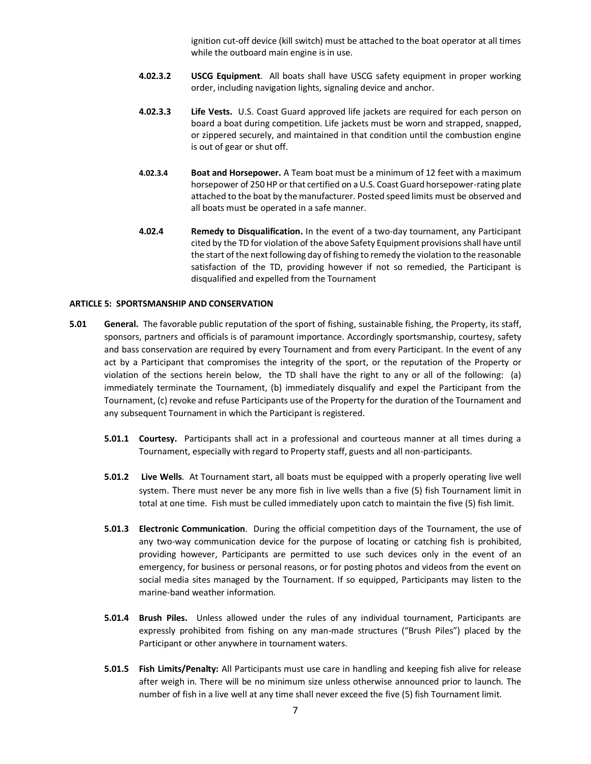ignition cut-off device (kill switch) must be attached to the boat operator at all times while the outboard main engine is in use.

**4.02.3.2** **USCG Equipment**. All boats shall have USCG safety equipment in proper working order, including navigation lights, signaling device and anchor.

**4.02.3.3** **Life Vests.** U.S. Coast Guard approved life jackets are required for each person on board a boat during competition. Life jackets must be worn and strapped, snapped, or zippered securely, and maintained in that condition until the combustion engine is out of gear or shut off.

**4.02.3.4** **Boat and Horsepower.** A Team boat must be a minimum of 12 feet with a maximum horsepower of 250 HP or that certified on a U.S. Coast Guard horsepower-rating plate attached to the boat by the manufacturer. Posted speed limits must be observed and all boats must be operated in a safe manner.

**4.02.4** **Remedy to Disqualification.** In the event of a two-day tournament, any Participant cited by the TD for violation of the above Safety Equipment provisions shall have until the start of the next following day of fishing to remedy the violation to the reasonable satisfaction of the TD, providing however if not so remedied, the Participant is disqualified and expelled from the Tournament

**ARTICLE 5: SPORTSMANSHIP AND CONSERVATION**

**5.01** **General.** The favorable public reputation of the sport of fishing, sustainable fishing, the Property, its staff, sponsors, partners and officials is of paramount importance. Accordingly sportsmanship, courtesy, safety and bass conservation are required by every Tournament and from every Participant. In the event of any act by a Participant that compromises the integrity of the sport, or the reputation of the Property or violation of the sections herein below, the TD shall have the right to any or all of the following: (a) immediately terminate the Tournament, (b) immediately disqualify and expel the Participant from the Tournament, (c) revoke and refuse Participants use of the Property for the duration of the Tournament and any subsequent Tournament in which the Participant is registered.

**5.01.1** **Courtesy.** Participants shall act in a professional and courteous manner at all times during a Tournament, especially with regard to Property staff, guests and all non-participants.

**5.01.2** **Live Wells**. At Tournament start, all boats must be equipped with a properly operating live well system. There must never be any more fish in live wells than a five (5) fish Tournament limit in total at one time. Fish must be culled immediately upon catch to maintain the five (5) fish limit.

**5.01.3** **Electronic Communication**. During the official competition days of the Tournament, the use of any two-way communication device for the purpose of locating or catching fish is prohibited, providing however, Participants are permitted to use such devices only in the event of an emergency, for business or personal reasons, or for posting photos and videos from the event on social media sites managed by the Tournament. If so equipped, Participants may listen to the marine-band weather information.

**5.01.4** **Brush Piles.** Unless allowed under the rules of any individual tournament, Participants are expressly prohibited from fishing on any man-made structures ("Brush Piles") placed by the Participant or other anywhere in tournament waters.

**5.01.5** **Fish Limits/Penalty:** All Participants must use care in handling and keeping fish alive for release after weigh in. There will be no minimum size unless otherwise announced prior to launch. The number of fish in a live well at any time shall never exceed the five (5) fish Tournament limit.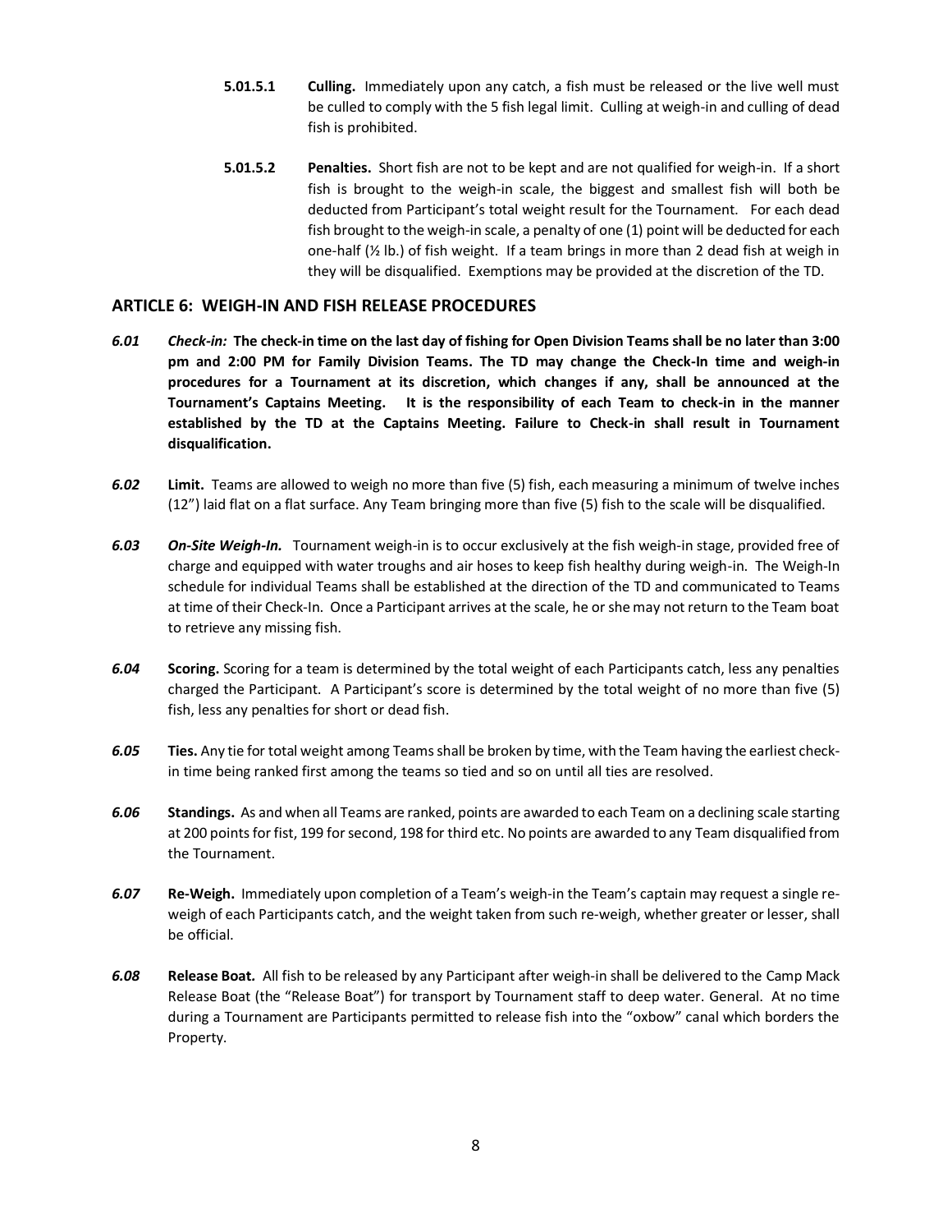**5.01.5.1 Culling.** Immediately upon any catch, a fish must be released or the live well must be culled to comply with the 5 fish legal limit. Culling at weigh-in and culling of dead fish is prohibited.

**5.01.5.2 Penalties.** Short fish are not to be kept and are not qualified for weigh-in. If a short fish is brought to the weigh-in scale, the biggest and smallest fish will both be deducted from Participant's total weight result for the Tournament. For each dead fish brought to the weigh-in scale, a penalty of one (1) point will be deducted for each one-half (½ lb.) of fish weight. If a team brings in more than 2 dead fish at weigh in they will be disqualified. Exemptions may be provided at the discretion of the TD.

## ARTICLE 6: WEIGH-IN AND FISH RELEASE PROCEDURES

***6.01*** ***Check-in:*** **The check-in time on the last day of fishing for Open Division Teams shall be no later than 3:00 pm and 2:00 PM for Family Division Teams. The TD may change the Check-In time and weigh-in procedures for a Tournament at its discretion, which changes if any, shall be announced at the Tournament's Captains Meeting. It is the responsibility of each Team to check-in in the manner established by the TD at the Captains Meeting. Failure to Check-in shall result in Tournament disqualification.**

***6.02*** **Limit.** Teams are allowed to weigh no more than five (5) fish, each measuring a minimum of twelve inches (12") laid flat on a flat surface. Any Team bringing more than five (5) fish to the scale will be disqualified.

***6.03*** ***On-Site Weigh-In.*** Tournament weigh-in is to occur exclusively at the fish weigh-in stage, provided free of charge and equipped with water troughs and air hoses to keep fish healthy during weigh-in. The Weigh-In schedule for individual Teams shall be established at the direction of the TD and communicated to Teams at time of their Check-In. Once a Participant arrives at the scale, he or she may not return to the Team boat to retrieve any missing fish.

***6.04*** **Scoring.** Scoring for a team is determined by the total weight of each Participants catch, less any penalties charged the Participant. A Participant's score is determined by the total weight of no more than five (5) fish, less any penalties for short or dead fish.

***6.05*** **Ties.** Any tie for total weight among Teams shall be broken by time, with the Team having the earliest check-in time being ranked first among the teams so tied and so on until all ties are resolved.

***6.06*** **Standings.** As and when all Teams are ranked, points are awarded to each Team on a declining scale starting at 200 points for fist, 199 for second, 198 for third etc. No points are awarded to any Team disqualified from the Tournament.

***6.07*** **Re-Weigh.** Immediately upon completion of a Team's weigh-in the Team's captain may request a single re-weigh of each Participants catch, and the weight taken from such re-weigh, whether greater or lesser, shall be official.

***6.08*** **Release Boat.** All fish to be released by any Participant after weigh-in shall be delivered to the Camp Mack Release Boat (the "Release Boat") for transport by Tournament staff to deep water. General. At no time during a Tournament are Participants permitted to release fish into the "oxbow" canal which borders the Property.